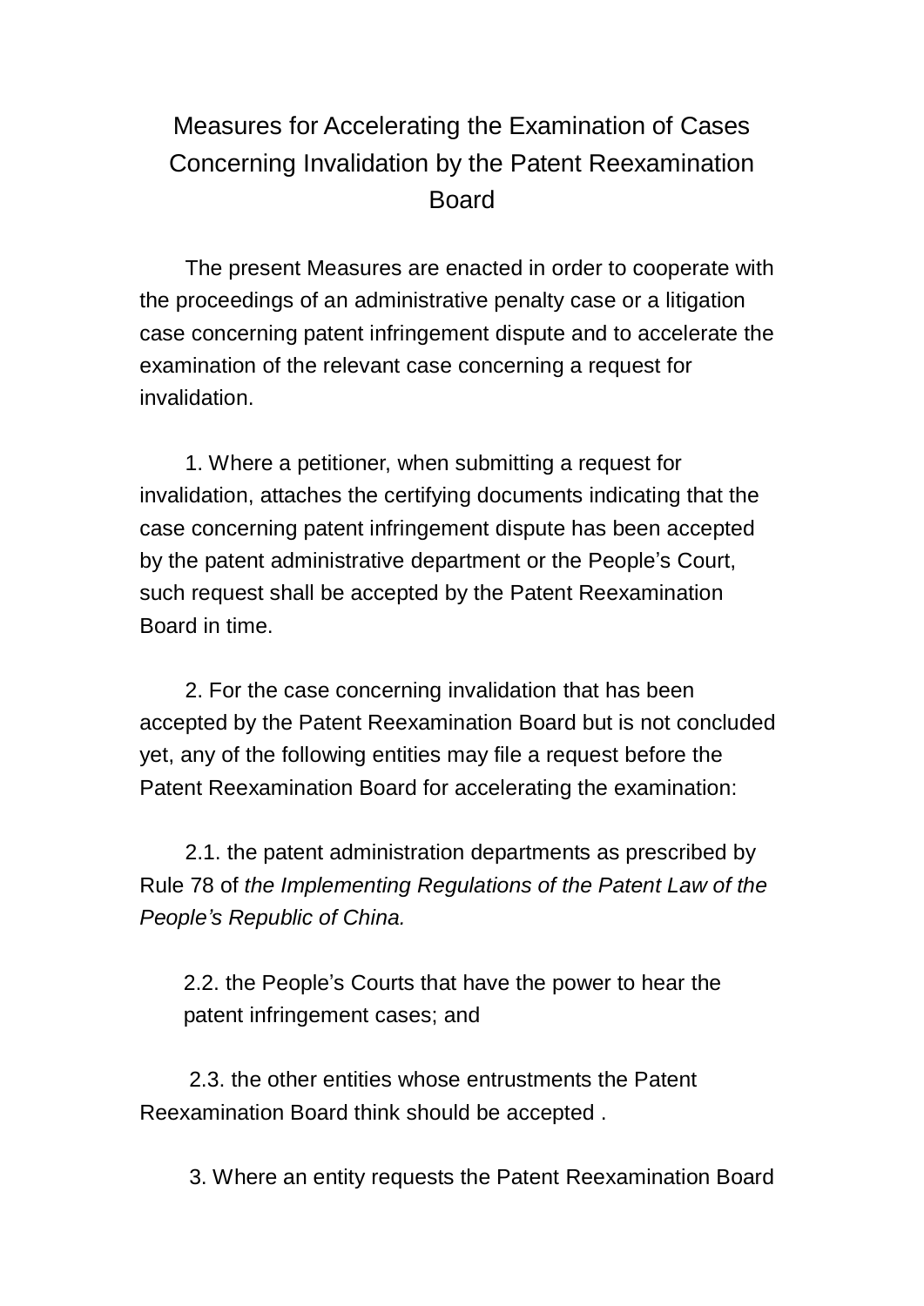# Measures for Accelerating the Examination of Cases Concerning Invalidation by the Patent Reexamination Board

The present Measures are enacted in order to cooperate with the proceedings of an administrative penalty case or a litigation case concerning patent infringement dispute and to accelerate the examination of the relevant case concerning a request for invalidation.

1. Where a petitioner, when submitting a request for invalidation, attaches the certifying documents indicating that the case concerning patent infringement dispute has been accepted by the patent administrative department or the People's Court, such request shall be accepted by the Patent Reexamination Board in time.

2. For the case concerning invalidation that has been accepted by the Patent Reexamination Board but is not concluded yet, any of the following entities may file a request before the Patent Reexamination Board for accelerating the examination:

2.1. the patent administration departments as prescribed by Rule 78 of *the Implementing Regulations of the Patent Law of the People's Republic of China.*

2.2. the People's Courts that have the power to hear the patent infringement cases; and

2.3. the other entities whose entrustments the Patent Reexamination Board think should be accepted .

3. Where an entity requests the Patent Reexamination Board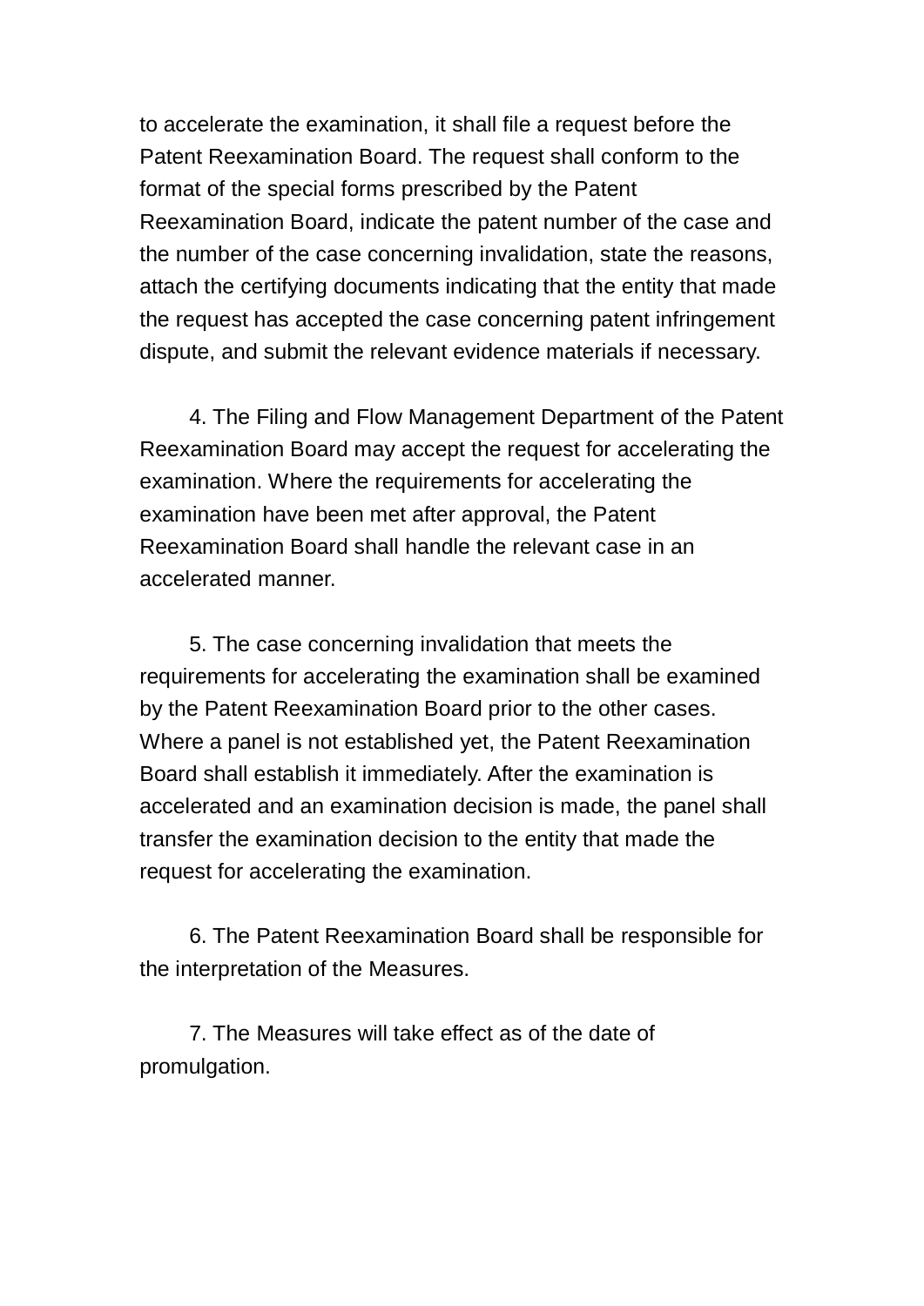to accelerate the examination, it shall file a request before the Patent Reexamination Board. The request shall conform to the format of the special forms prescribed by the Patent Reexamination Board, indicate the patent number of the case and the number of the case concerning invalidation, state the reasons, attach the certifying documents indicating that the entity that made the request has accepted the case concerning patent infringement dispute, and submit the relevant evidence materials if necessary.

4. The Filing and Flow Management Department of the Patent Reexamination Board may accept the request for accelerating the examination. Where the requirements for accelerating the examination have been met after approval, the Patent Reexamination Board shall handle the relevant case in an accelerated manner.

5. The case concerning invalidation that meets the requirements for accelerating the examination shall be examined by the Patent Reexamination Board prior to the other cases. Where a panel is not established yet, the Patent Reexamination Board shall establish it immediately. After the examination is accelerated and an examination decision is made, the panel shall transfer the examination decision to the entity that made the request for accelerating the examination.

6. The Patent Reexamination Board shall be responsible for the interpretation of the Measures.

7. The Measures will take effect as of the date of promulgation.